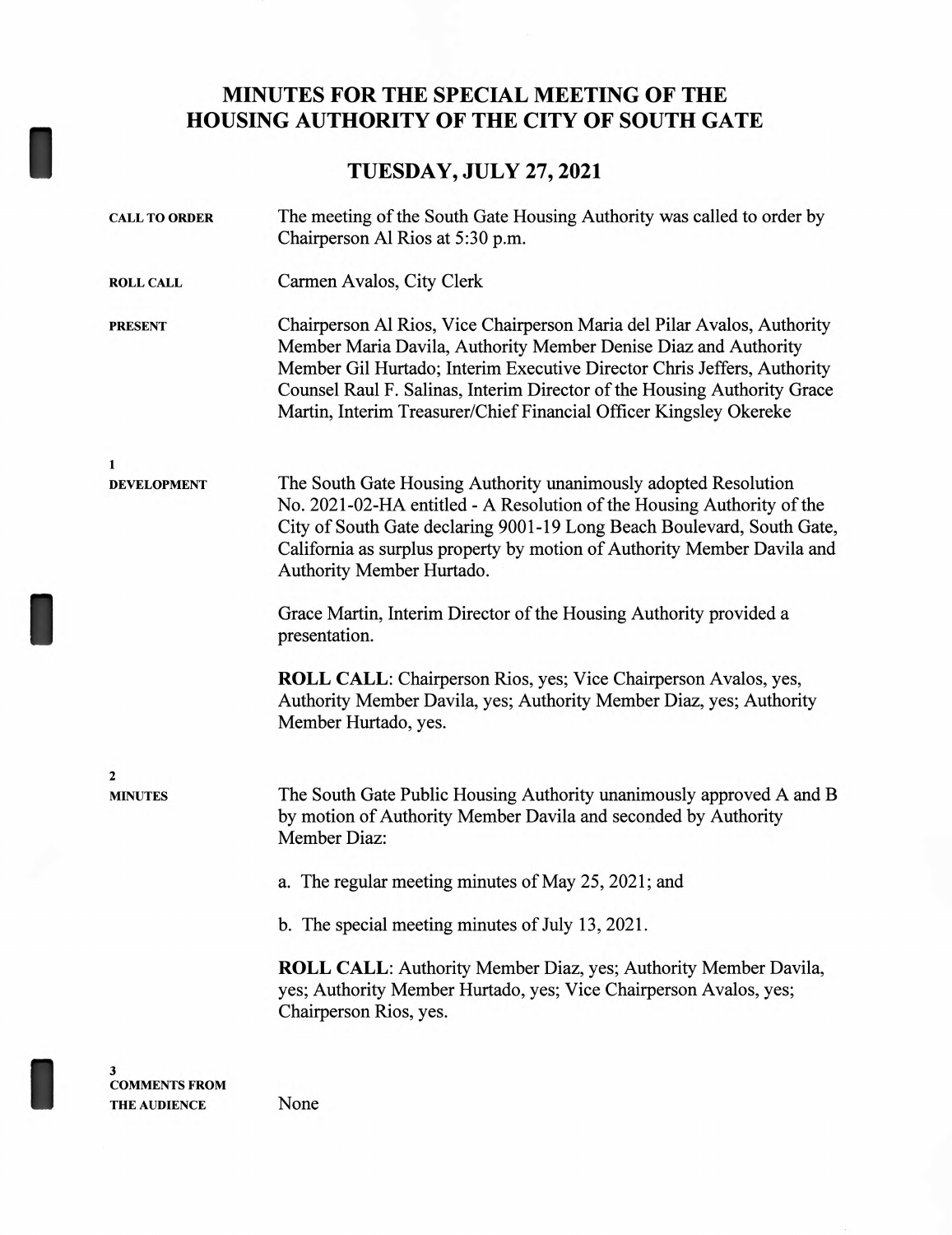# MINUTES FOR THE SPECIAL MEETING OF THE HOUSING AUTHORITY OF THE CITY OF SOUTH GATE

## TUESDAY, JULY 27, 2021

**CALL TO ORDER**

The meeting of the South Gate Housing Authority was called to order by Chairperson Al Rios at 5:30 p.m.

**ROLL CALL**

Carmen Avalos, City Clerk

**PRESENT**

Chairperson Al Rios, Vice Chairperson Maria del Pilar Avalos, Authority Member Maria Davila, Authority Member Denise Diaz and Authority Member Gil Hurtado; Interim Executive Director Chris Jeffers, Authority Counsel Raul F. Salinas, Interim Director of the Housing Authority Grace Martin, Interim Treasurer/Chief Financial Officer Kingsley Okereke

**1**
**DEVELOPMENT**

The South Gate Housing Authority unanimously adopted Resolution No. 2021-02-HA entitled - A Resolution of the Housing Authority of the City of South Gate declaring 9001-19 Long Beach Boulevard, South Gate, California as surplus property by motion of Authority Member Davila and Authority Member Hurtado.

Grace Martin, Interim Director of the Housing Authority provided a presentation.

**ROLL CALL**: Chairperson Rios, yes; Vice Chairperson Avalos, yes, Authority Member Davila, yes; Authority Member Diaz, yes; Authority Member Hurtado, yes.

**2**
**MINUTES**

The South Gate Public Housing Authority unanimously approved A and B by motion of Authority Member Davila and seconded by Authority Member Diaz:

a. The regular meeting minutes of May 25, 2021; and

b. The special meeting minutes of July 13, 2021.

**ROLL CALL**: Authority Member Diaz, yes; Authority Member Davila, yes; Authority Member Hurtado, yes; Vice Chairperson Avalos, yes; Chairperson Rios, yes.

**3**
**COMMENTS FROM THE AUDIENCE**

None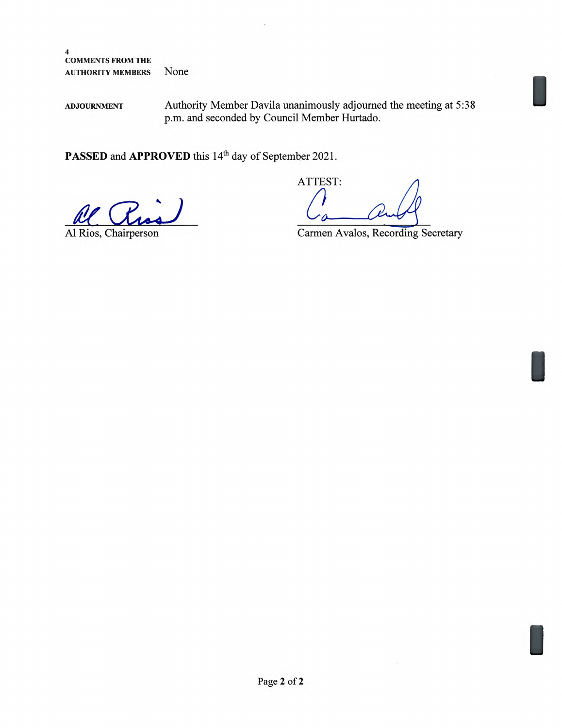**4**
**COMMENTS FROM THE AUTHORITY MEMBERS** None

**ADJOURNMENT** Authority Member Davila unanimously adjourned the meeting at 5:38 p.m. and seconded by Council Member Hurtado.

**PASSED** and **APPROVED** this 14th day of September 2021.

Al Rios, Chairperson

ATTEST:

Carmen Avalos, Recording Secretary